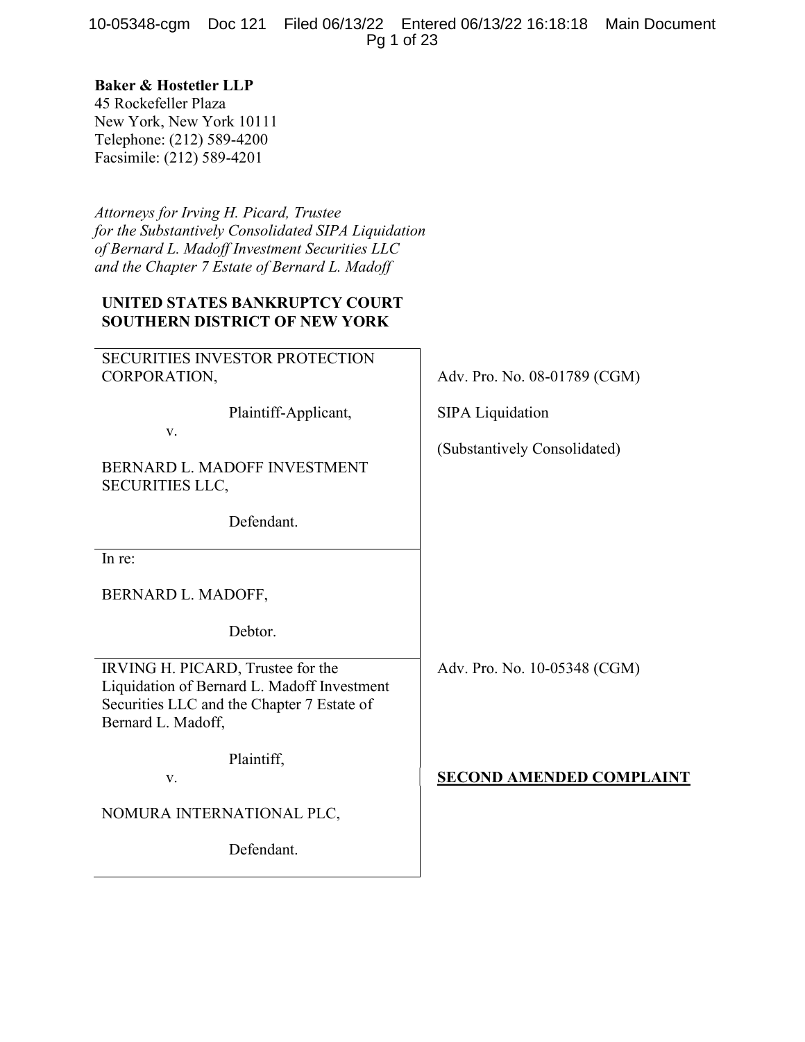**Baker & Hostetler LLP**
45 Rockefeller Plaza
New York, New York 10111
Telephone: (212) 589-4200
Facsimile: (212) 589-4201

*Attorneys for Irving H. Picard, Trustee for the Substantively Consolidated SIPA Liquidation of Bernard L. Madoff Investment Securities LLC and the Chapter 7 Estate of Bernard L. Madoff*

**UNITED STATES BANKRUPTCY COURT**
**SOUTHERN DISTRICT OF NEW YORK**

| | |
|---|---|
| SECURITIES INVESTOR PROTECTION CORPORATION,<br><br>Plaintiff-Applicant,<br><br>v.<br><br>BERNARD L. MADOFF INVESTMENT SECURITIES LLC,<br><br>Defendant. | Adv. Pro. No. 08-01789 (CGM)<br><br>SIPA Liquidation<br><br>(Substantively Consolidated) |
| In re:<br><br>BERNARD L. MADOFF,<br><br>Debtor. | |
| IRVING H. PICARD, Trustee for the Liquidation of Bernard L. Madoff Investment Securities LLC and the Chapter 7 Estate of Bernard L. Madoff,<br><br>Plaintiff,<br><br>v.<br><br>NOMURA INTERNATIONAL PLC,<br><br>Defendant. | Adv. Pro. No. 10-05348 (CGM)<br><br>**SECOND AMENDED COMPLAINT** |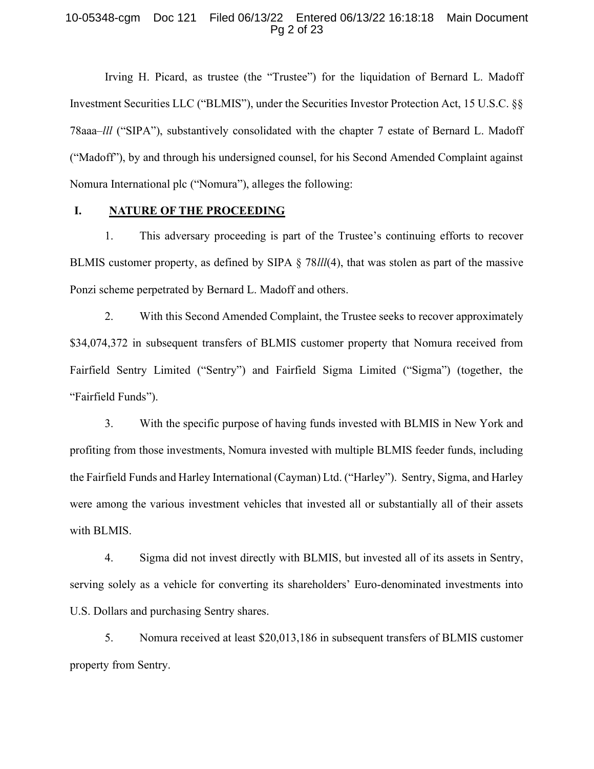Irving H. Picard, as trustee (the "Trustee") for the liquidation of Bernard L. Madoff Investment Securities LLC ("BLMIS"), under the Securities Investor Protection Act, 15 U.S.C. §§ 78aaa–*lll* ("SIPA"), substantively consolidated with the chapter 7 estate of Bernard L. Madoff ("Madoff"), by and through his undersigned counsel, for his Second Amended Complaint against Nomura International plc ("Nomura"), alleges the following:

## I. NATURE OF THE PROCEEDING

1. This adversary proceeding is part of the Trustee's continuing efforts to recover BLMIS customer property, as defined by SIPA § 78*lll*(4), that was stolen as part of the massive Ponzi scheme perpetrated by Bernard L. Madoff and others.

2. With this Second Amended Complaint, the Trustee seeks to recover approximately $34,074,372 in subsequent transfers of BLMIS customer property that Nomura received from Fairfield Sentry Limited ("Sentry") and Fairfield Sigma Limited ("Sigma") (together, the "Fairfield Funds").

3. With the specific purpose of having funds invested with BLMIS in New York and profiting from those investments, Nomura invested with multiple BLMIS feeder funds, including the Fairfield Funds and Harley International (Cayman) Ltd. ("Harley"). Sentry, Sigma, and Harley were among the various investment vehicles that invested all or substantially all of their assets with BLMIS.

4. Sigma did not invest directly with BLMIS, but invested all of its assets in Sentry, serving solely as a vehicle for converting its shareholders' Euro-denominated investments into U.S. Dollars and purchasing Sentry shares.

5. Nomura received at least $20,013,186 in subsequent transfers of BLMIS customer property from Sentry.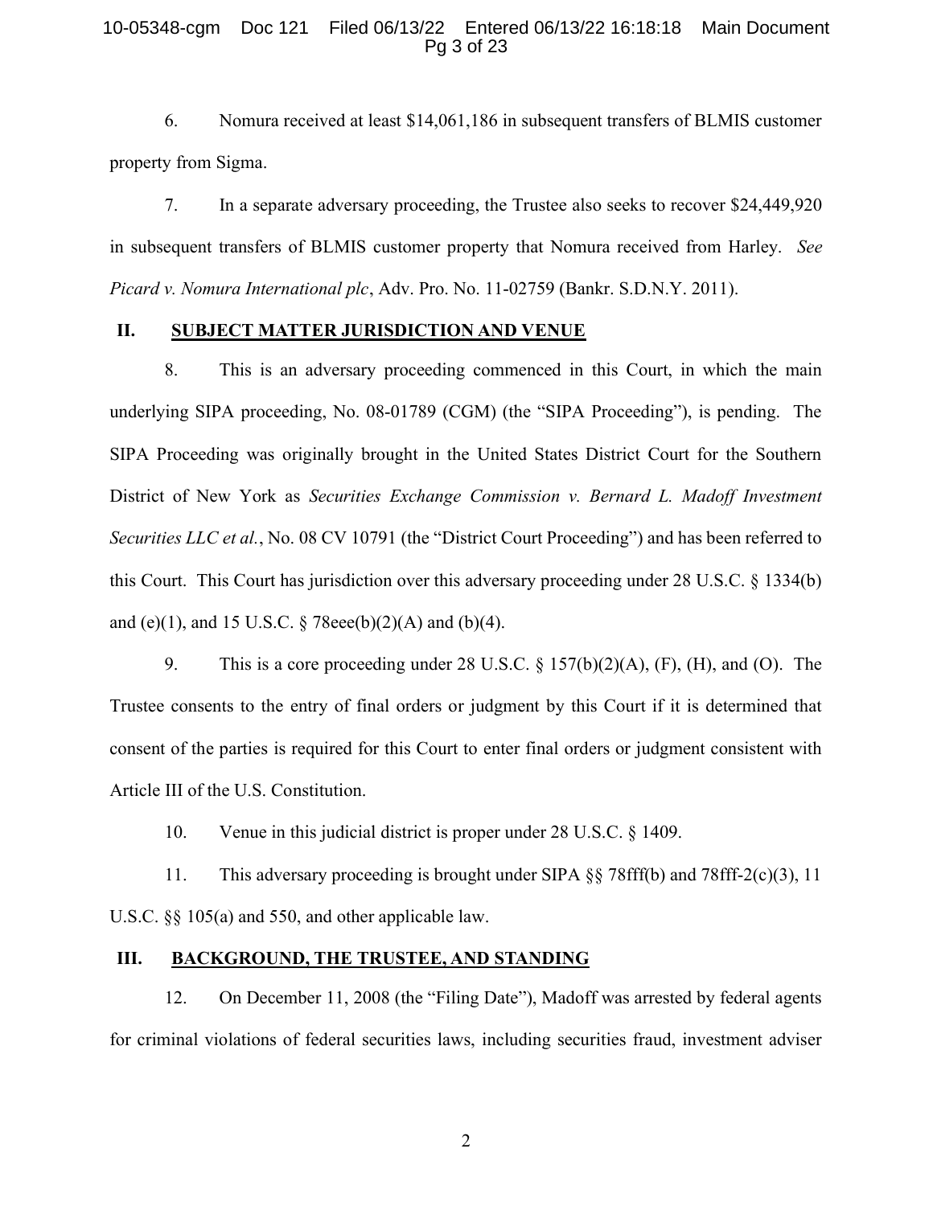6. Nomura received at least $14,061,186 in subsequent transfers of BLMIS customer property from Sigma.

7. In a separate adversary proceeding, the Trustee also seeks to recover $24,449,920 in subsequent transfers of BLMIS customer property that Nomura received from Harley. *See Picard v. Nomura International plc*, Adv. Pro. No. 11-02759 (Bankr. S.D.N.Y. 2011).

## II. SUBJECT MATTER JURISDICTION AND VENUE

8. This is an adversary proceeding commenced in this Court, in which the main underlying SIPA proceeding, No. 08-01789 (CGM) (the "SIPA Proceeding"), is pending. The SIPA Proceeding was originally brought in the United States District Court for the Southern District of New York as *Securities Exchange Commission v. Bernard L. Madoff Investment Securities LLC et al.*, No. 08 CV 10791 (the "District Court Proceeding") and has been referred to this Court. This Court has jurisdiction over this adversary proceeding under 28 U.S.C. § 1334(b) and (e)(1), and 15 U.S.C. § 78eee(b)(2)(A) and (b)(4).

9. This is a core proceeding under 28 U.S.C. § 157(b)(2)(A), (F), (H), and (O). The Trustee consents to the entry of final orders or judgment by this Court if it is determined that consent of the parties is required for this Court to enter final orders or judgment consistent with Article III of the U.S. Constitution.

10. Venue in this judicial district is proper under 28 U.S.C. § 1409.

11. This adversary proceeding is brought under SIPA §§ 78fff(b) and 78fff-2(c)(3), 11 U.S.C. §§ 105(a) and 550, and other applicable law.

## III. BACKGROUND, THE TRUSTEE, AND STANDING

12. On December 11, 2008 (the "Filing Date"), Madoff was arrested by federal agents for criminal violations of federal securities laws, including securities fraud, investment adviser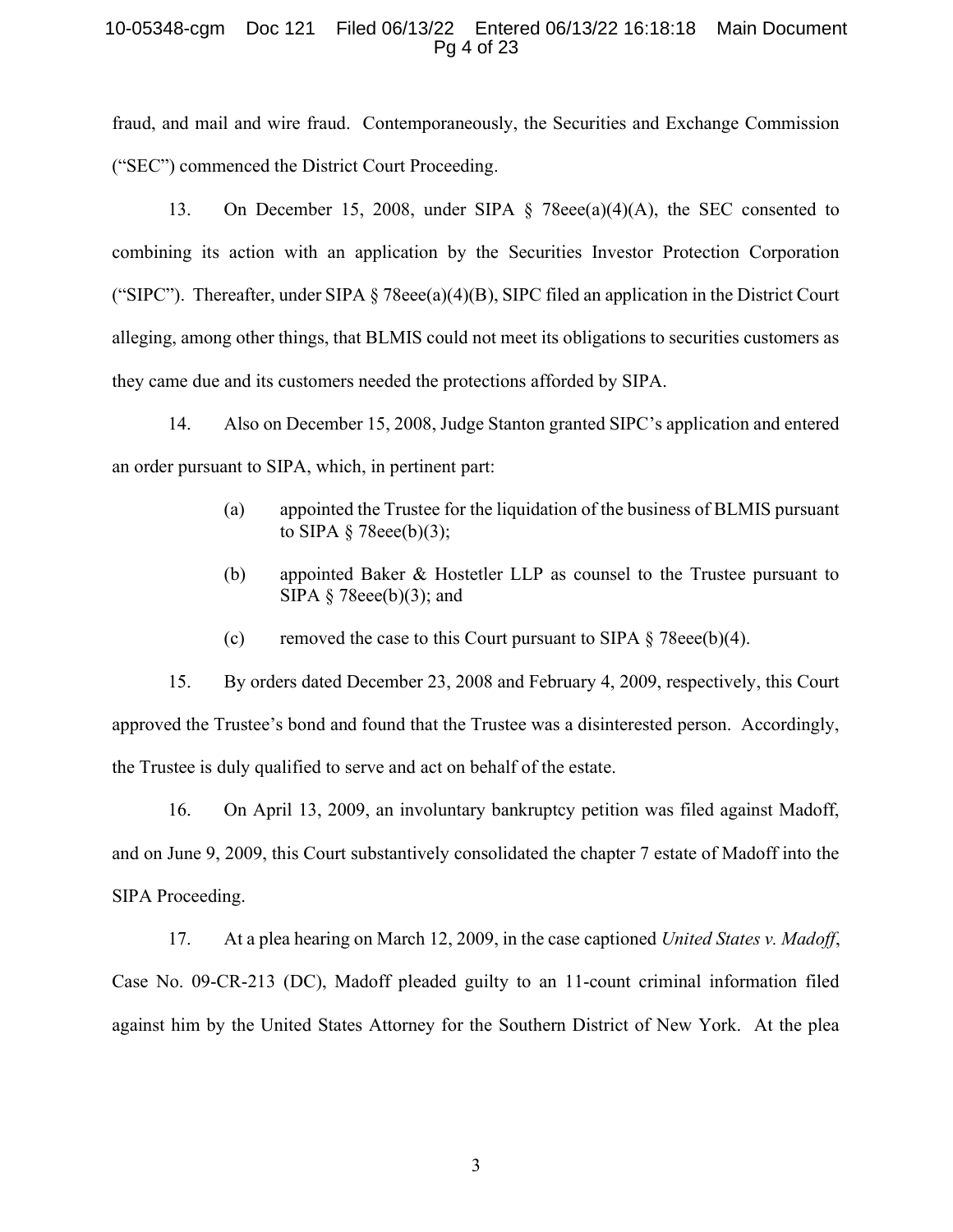fraud, and mail and wire fraud. Contemporaneously, the Securities and Exchange Commission ("SEC") commenced the District Court Proceeding.

13. On December 15, 2008, under SIPA § 78eee(a)(4)(A), the SEC consented to combining its action with an application by the Securities Investor Protection Corporation ("SIPC"). Thereafter, under SIPA § 78eee(a)(4)(B), SIPC filed an application in the District Court alleging, among other things, that BLMIS could not meet its obligations to securities customers as they came due and its customers needed the protections afforded by SIPA.

14. Also on December 15, 2008, Judge Stanton granted SIPC's application and entered an order pursuant to SIPA, which, in pertinent part:

> (a) appointed the Trustee for the liquidation of the business of BLMIS pursuant to SIPA § 78eee(b)(3);
>
> (b) appointed Baker & Hostetler LLP as counsel to the Trustee pursuant to SIPA § 78eee(b)(3); and
>
> (c) removed the case to this Court pursuant to SIPA § 78eee(b)(4).

15. By orders dated December 23, 2008 and February 4, 2009, respectively, this Court approved the Trustee's bond and found that the Trustee was a disinterested person. Accordingly, the Trustee is duly qualified to serve and act on behalf of the estate.

16. On April 13, 2009, an involuntary bankruptcy petition was filed against Madoff, and on June 9, 2009, this Court substantively consolidated the chapter 7 estate of Madoff into the SIPA Proceeding.

17. At a plea hearing on March 12, 2009, in the case captioned *United States v. Madoff*, Case No. 09-CR-213 (DC), Madoff pleaded guilty to an 11-count criminal information filed against him by the United States Attorney for the Southern District of New York. At the plea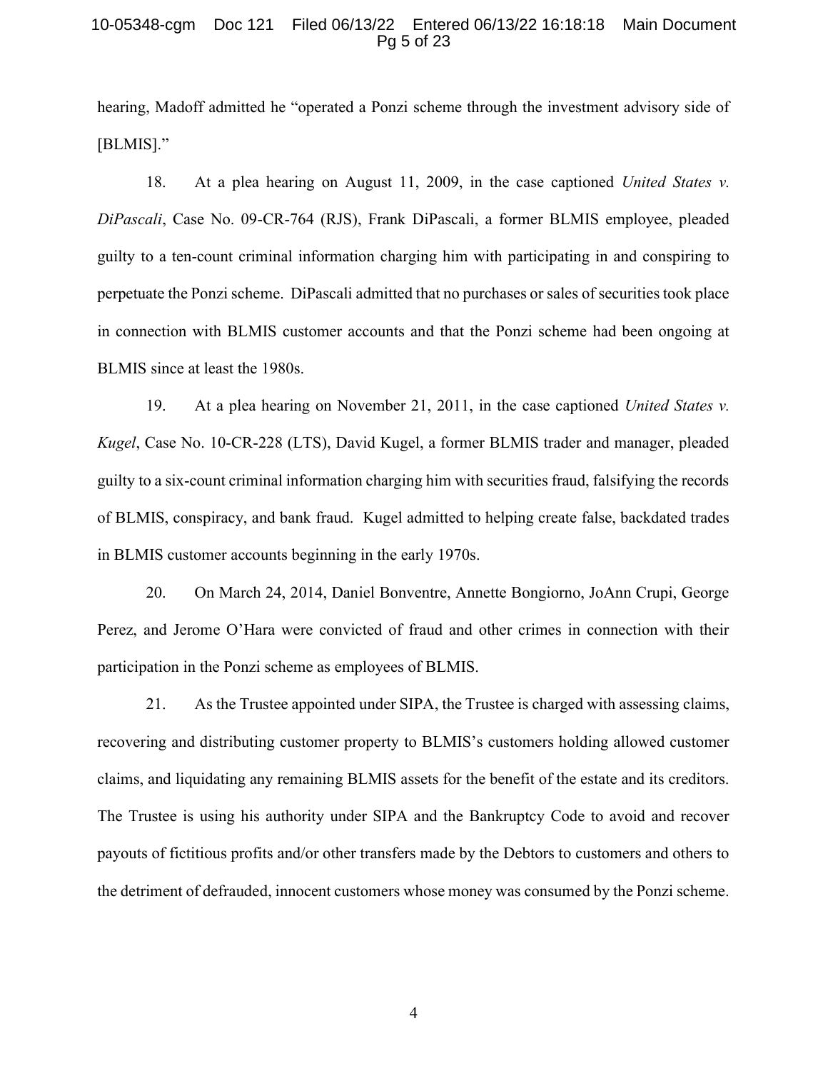hearing, Madoff admitted he "operated a Ponzi scheme through the investment advisory side of [BLMIS]."

18. At a plea hearing on August 11, 2009, in the case captioned *United States v. DiPascali*, Case No. 09-CR-764 (RJS), Frank DiPascali, a former BLMIS employee, pleaded guilty to a ten-count criminal information charging him with participating in and conspiring to perpetuate the Ponzi scheme. DiPascali admitted that no purchases or sales of securities took place in connection with BLMIS customer accounts and that the Ponzi scheme had been ongoing at BLMIS since at least the 1980s.

19. At a plea hearing on November 21, 2011, in the case captioned *United States v. Kugel*, Case No. 10-CR-228 (LTS), David Kugel, a former BLMIS trader and manager, pleaded guilty to a six-count criminal information charging him with securities fraud, falsifying the records of BLMIS, conspiracy, and bank fraud. Kugel admitted to helping create false, backdated trades in BLMIS customer accounts beginning in the early 1970s.

20. On March 24, 2014, Daniel Bonventre, Annette Bongiorno, JoAnn Crupi, George Perez, and Jerome O'Hara were convicted of fraud and other crimes in connection with their participation in the Ponzi scheme as employees of BLMIS.

21. As the Trustee appointed under SIPA, the Trustee is charged with assessing claims, recovering and distributing customer property to BLMIS's customers holding allowed customer claims, and liquidating any remaining BLMIS assets for the benefit of the estate and its creditors. The Trustee is using his authority under SIPA and the Bankruptcy Code to avoid and recover payouts of fictitious profits and/or other transfers made by the Debtors to customers and others to the detriment of defrauded, innocent customers whose money was consumed by the Ponzi scheme.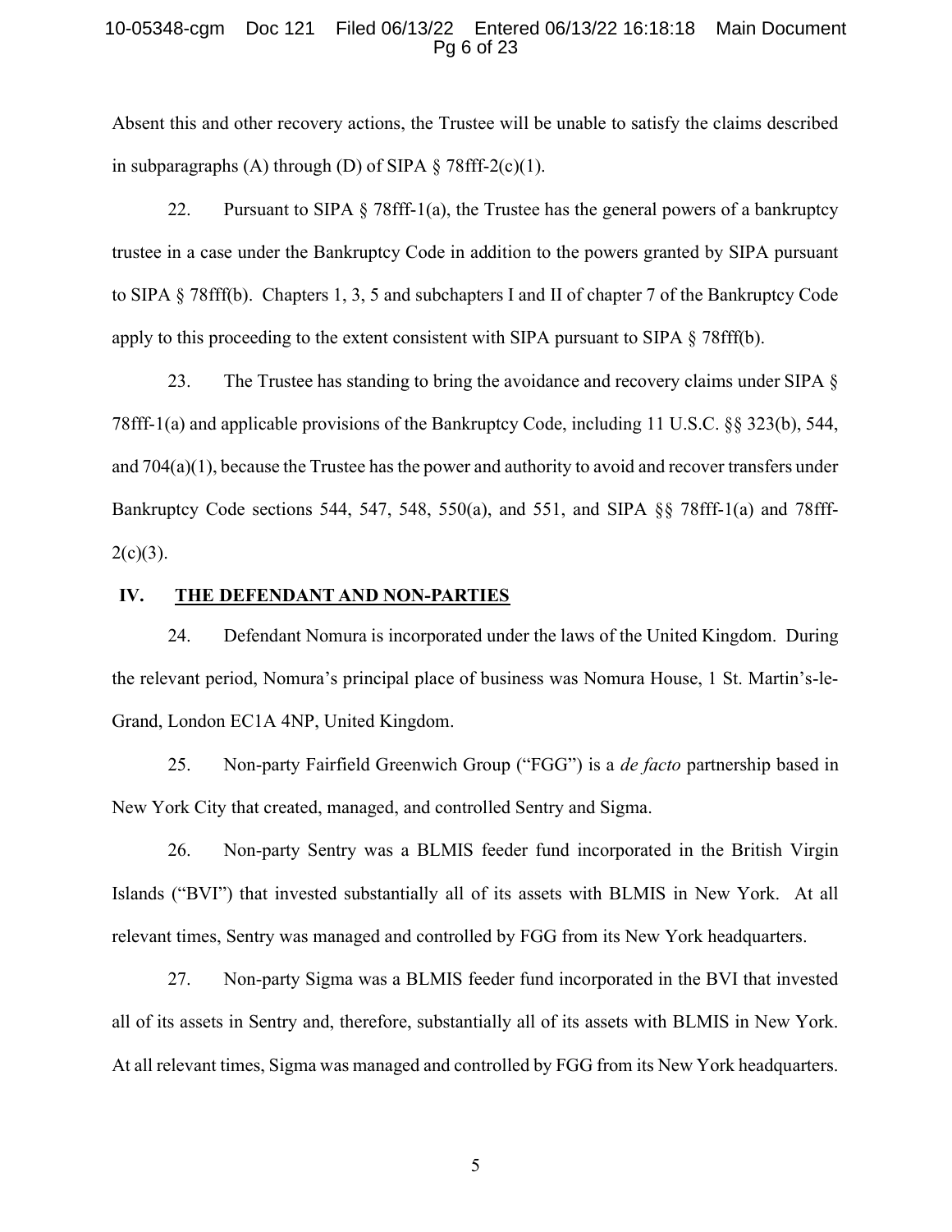Absent this and other recovery actions, the Trustee will be unable to satisfy the claims described in subparagraphs (A) through (D) of SIPA § 78fff-2(c)(1).

22. Pursuant to SIPA § 78fff-1(a), the Trustee has the general powers of a bankruptcy trustee in a case under the Bankruptcy Code in addition to the powers granted by SIPA pursuant to SIPA § 78fff(b). Chapters 1, 3, 5 and subchapters I and II of chapter 7 of the Bankruptcy Code apply to this proceeding to the extent consistent with SIPA pursuant to SIPA § 78fff(b).

23. The Trustee has standing to bring the avoidance and recovery claims under SIPA § 78fff-1(a) and applicable provisions of the Bankruptcy Code, including 11 U.S.C. §§ 323(b), 544, and 704(a)(1), because the Trustee has the power and authority to avoid and recover transfers under Bankruptcy Code sections 544, 547, 548, 550(a), and 551, and SIPA §§ 78fff-1(a) and 78fff-2(c)(3).

## IV. THE DEFENDANT AND NON-PARTIES

24. Defendant Nomura is incorporated under the laws of the United Kingdom. During the relevant period, Nomura's principal place of business was Nomura House, 1 St. Martin's-le-Grand, London EC1A 4NP, United Kingdom.

25. Non-party Fairfield Greenwich Group ("FGG") is a *de facto* partnership based in New York City that created, managed, and controlled Sentry and Sigma.

26. Non-party Sentry was a BLMIS feeder fund incorporated in the British Virgin Islands ("BVI") that invested substantially all of its assets with BLMIS in New York. At all relevant times, Sentry was managed and controlled by FGG from its New York headquarters.

27. Non-party Sigma was a BLMIS feeder fund incorporated in the BVI that invested all of its assets in Sentry and, therefore, substantially all of its assets with BLMIS in New York. At all relevant times, Sigma was managed and controlled by FGG from its New York headquarters.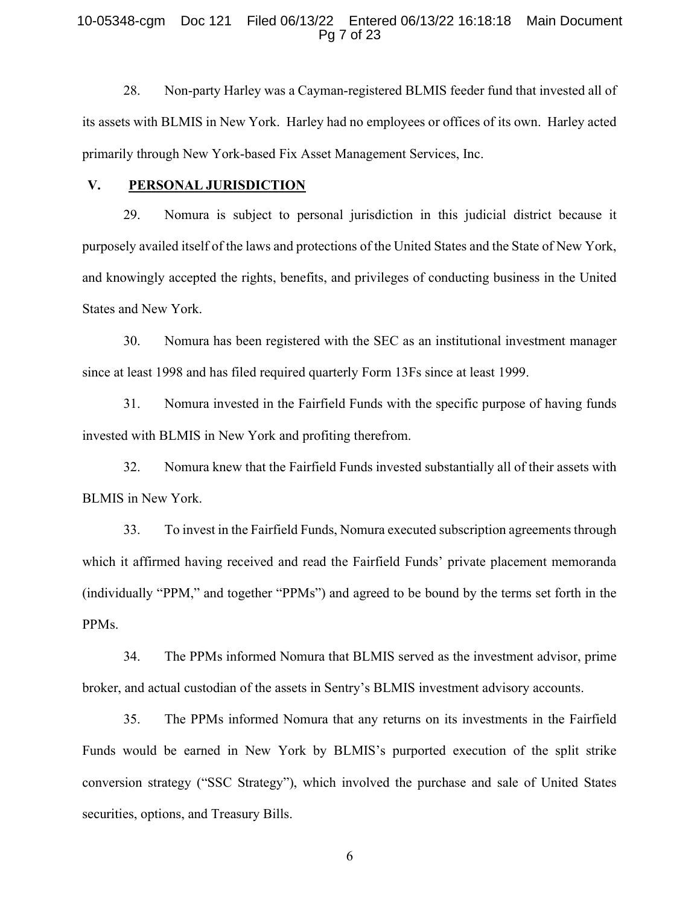28. Non-party Harley was a Cayman-registered BLMIS feeder fund that invested all of its assets with BLMIS in New York. Harley had no employees or offices of its own. Harley acted primarily through New York-based Fix Asset Management Services, Inc.

## V. PERSONAL JURISDICTION

29. Nomura is subject to personal jurisdiction in this judicial district because it purposely availed itself of the laws and protections of the United States and the State of New York, and knowingly accepted the rights, benefits, and privileges of conducting business in the United States and New York.

30. Nomura has been registered with the SEC as an institutional investment manager since at least 1998 and has filed required quarterly Form 13Fs since at least 1999.

31. Nomura invested in the Fairfield Funds with the specific purpose of having funds invested with BLMIS in New York and profiting therefrom.

32. Nomura knew that the Fairfield Funds invested substantially all of their assets with BLMIS in New York.

33. To invest in the Fairfield Funds, Nomura executed subscription agreements through which it affirmed having received and read the Fairfield Funds' private placement memoranda (individually "PPM," and together "PPMs") and agreed to be bound by the terms set forth in the PPMs.

34. The PPMs informed Nomura that BLMIS served as the investment advisor, prime broker, and actual custodian of the assets in Sentry's BLMIS investment advisory accounts.

35. The PPMs informed Nomura that any returns on its investments in the Fairfield Funds would be earned in New York by BLMIS's purported execution of the split strike conversion strategy ("SSC Strategy"), which involved the purchase and sale of United States securities, options, and Treasury Bills.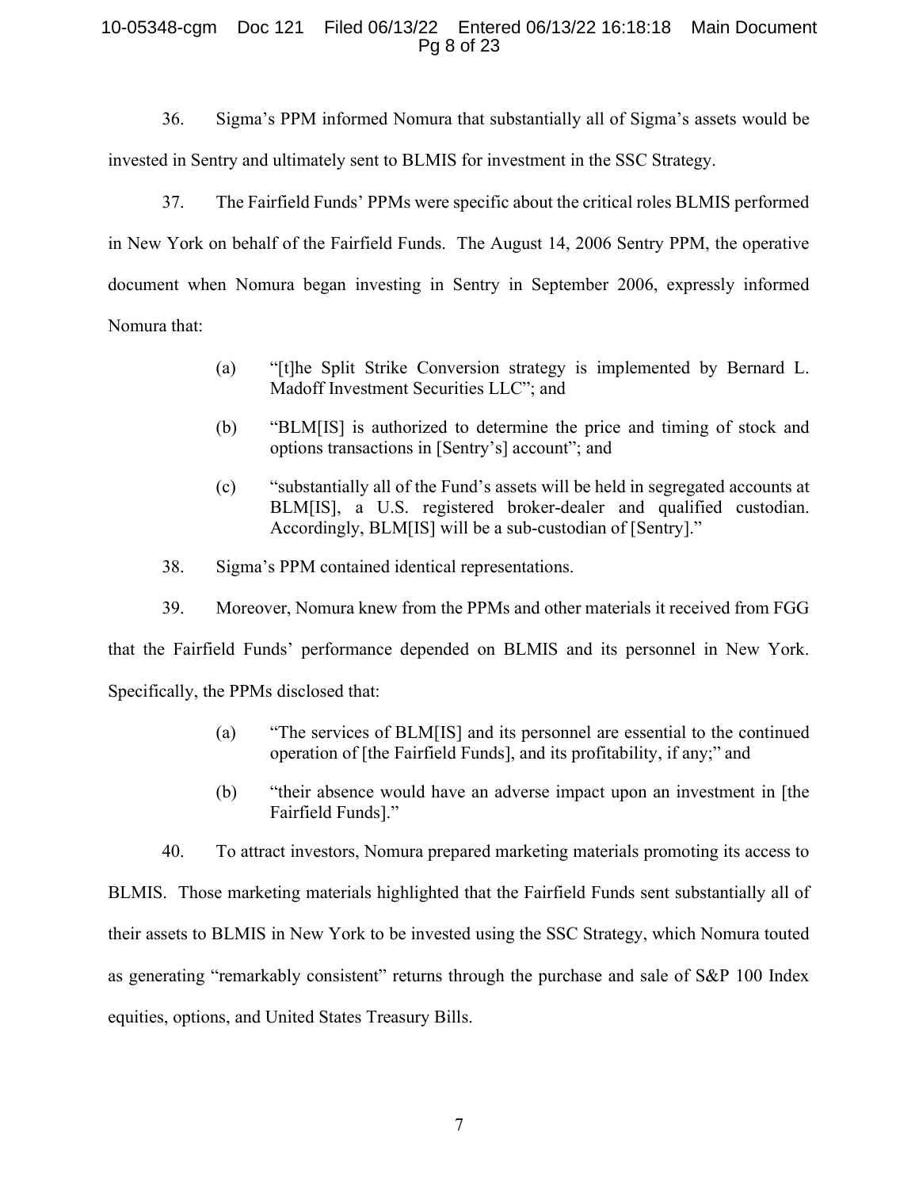36. Sigma's PPM informed Nomura that substantially all of Sigma's assets would be invested in Sentry and ultimately sent to BLMIS for investment in the SSC Strategy.

37. The Fairfield Funds' PPMs were specific about the critical roles BLMIS performed in New York on behalf of the Fairfield Funds. The August 14, 2006 Sentry PPM, the operative document when Nomura began investing in Sentry in September 2006, expressly informed Nomura that:

> (a) "[t]he Split Strike Conversion strategy is implemented by Bernard L. Madoff Investment Securities LLC"; and
>
> (b) "BLM[IS] is authorized to determine the price and timing of stock and options transactions in [Sentry's] account"; and
>
> (c) "substantially all of the Fund's assets will be held in segregated accounts at BLM[IS], a U.S. registered broker-dealer and qualified custodian. Accordingly, BLM[IS] will be a sub-custodian of [Sentry]."

38. Sigma's PPM contained identical representations.

39. Moreover, Nomura knew from the PPMs and other materials it received from FGG that the Fairfield Funds' performance depended on BLMIS and its personnel in New York. Specifically, the PPMs disclosed that:

> (a) "The services of BLM[IS] and its personnel are essential to the continued operation of [the Fairfield Funds], and its profitability, if any;" and
>
> (b) "their absence would have an adverse impact upon an investment in [the Fairfield Funds]."

40. To attract investors, Nomura prepared marketing materials promoting its access to BLMIS. Those marketing materials highlighted that the Fairfield Funds sent substantially all of their assets to BLMIS in New York to be invested using the SSC Strategy, which Nomura touted as generating "remarkably consistent" returns through the purchase and sale of S&P 100 Index equities, options, and United States Treasury Bills.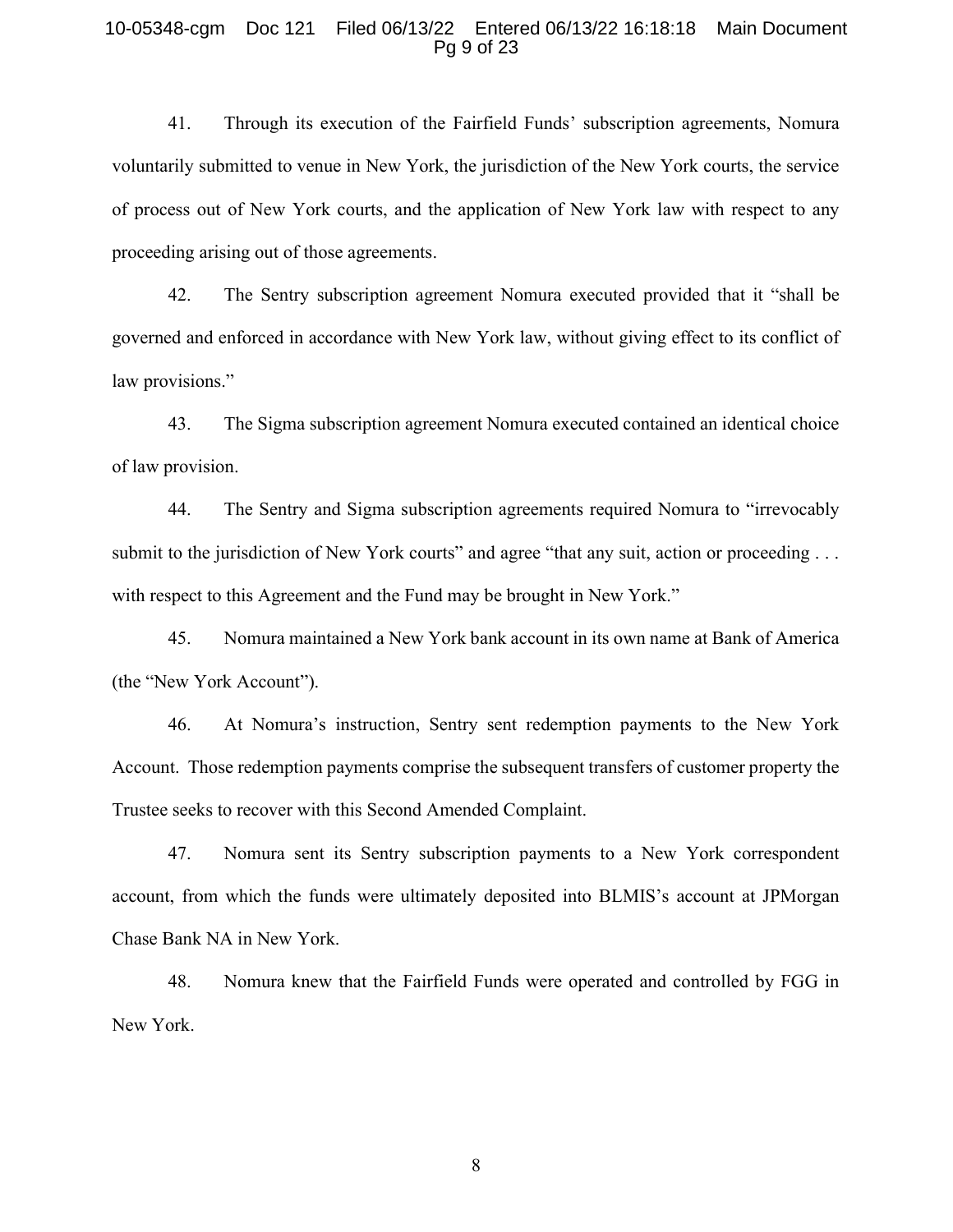41. Through its execution of the Fairfield Funds' subscription agreements, Nomura voluntarily submitted to venue in New York, the jurisdiction of the New York courts, the service of process out of New York courts, and the application of New York law with respect to any proceeding arising out of those agreements.

42. The Sentry subscription agreement Nomura executed provided that it "shall be governed and enforced in accordance with New York law, without giving effect to its conflict of law provisions."

43. The Sigma subscription agreement Nomura executed contained an identical choice of law provision.

44. The Sentry and Sigma subscription agreements required Nomura to "irrevocably submit to the jurisdiction of New York courts" and agree "that any suit, action or proceeding . . . with respect to this Agreement and the Fund may be brought in New York."

45. Nomura maintained a New York bank account in its own name at Bank of America (the "New York Account").

46. At Nomura's instruction, Sentry sent redemption payments to the New York Account. Those redemption payments comprise the subsequent transfers of customer property the Trustee seeks to recover with this Second Amended Complaint.

47. Nomura sent its Sentry subscription payments to a New York correspondent account, from which the funds were ultimately deposited into BLMIS's account at JPMorgan Chase Bank NA in New York.

48. Nomura knew that the Fairfield Funds were operated and controlled by FGG in New York.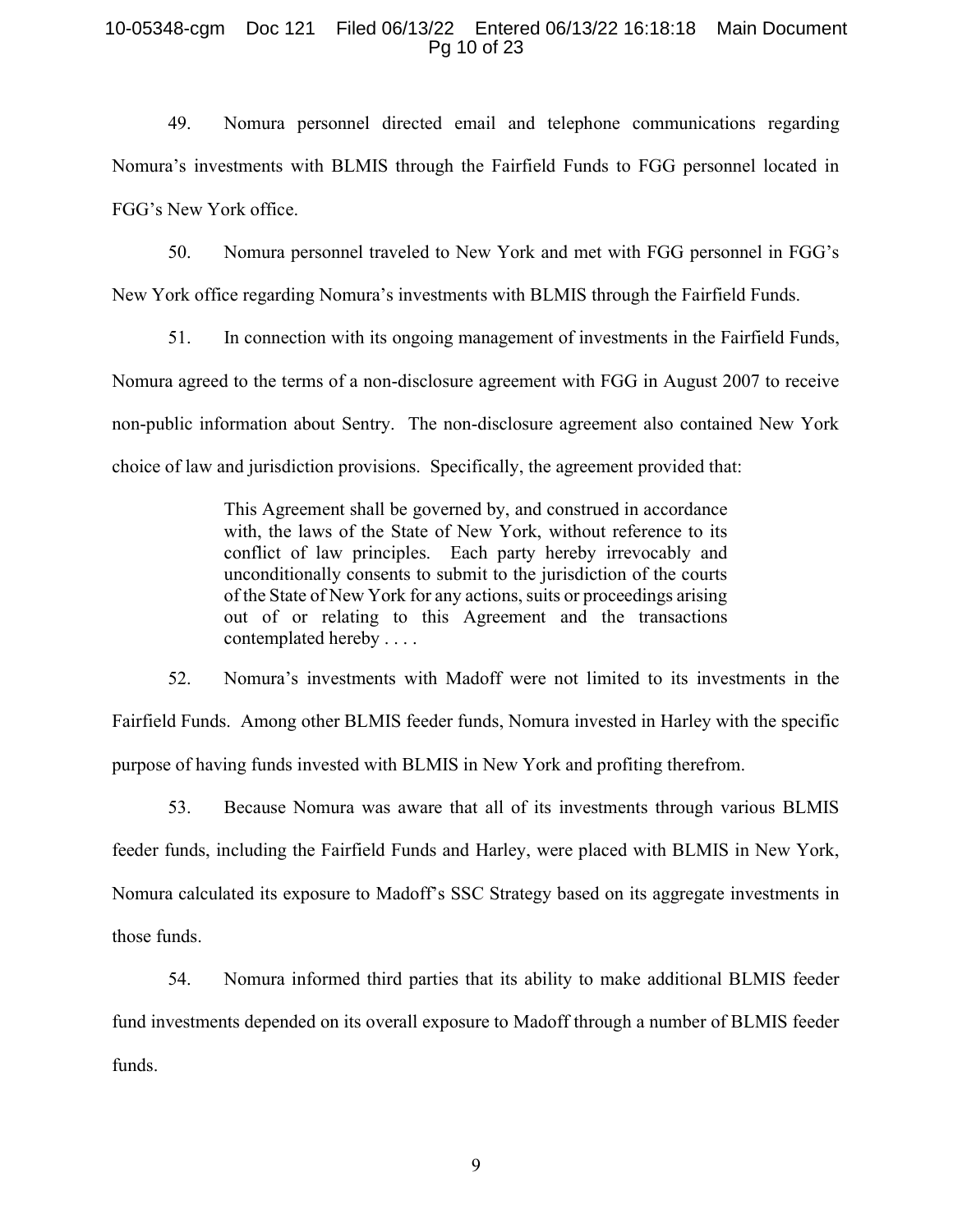49. Nomura personnel directed email and telephone communications regarding Nomura's investments with BLMIS through the Fairfield Funds to FGG personnel located in FGG's New York office.

50. Nomura personnel traveled to New York and met with FGG personnel in FGG's New York office regarding Nomura's investments with BLMIS through the Fairfield Funds.

51. In connection with its ongoing management of investments in the Fairfield Funds, Nomura agreed to the terms of a non-disclosure agreement with FGG in August 2007 to receive non-public information about Sentry. The non-disclosure agreement also contained New York choice of law and jurisdiction provisions. Specifically, the agreement provided that:

> This Agreement shall be governed by, and construed in accordance with, the laws of the State of New York, without reference to its conflict of law principles. Each party hereby irrevocably and unconditionally consents to submit to the jurisdiction of the courts of the State of New York for any actions, suits or proceedings arising out of or relating to this Agreement and the transactions contemplated hereby . . . .

52. Nomura's investments with Madoff were not limited to its investments in the Fairfield Funds. Among other BLMIS feeder funds, Nomura invested in Harley with the specific purpose of having funds invested with BLMIS in New York and profiting therefrom.

53. Because Nomura was aware that all of its investments through various BLMIS feeder funds, including the Fairfield Funds and Harley, were placed with BLMIS in New York, Nomura calculated its exposure to Madoff's SSC Strategy based on its aggregate investments in those funds.

54. Nomura informed third parties that its ability to make additional BLMIS feeder fund investments depended on its overall exposure to Madoff through a number of BLMIS feeder funds.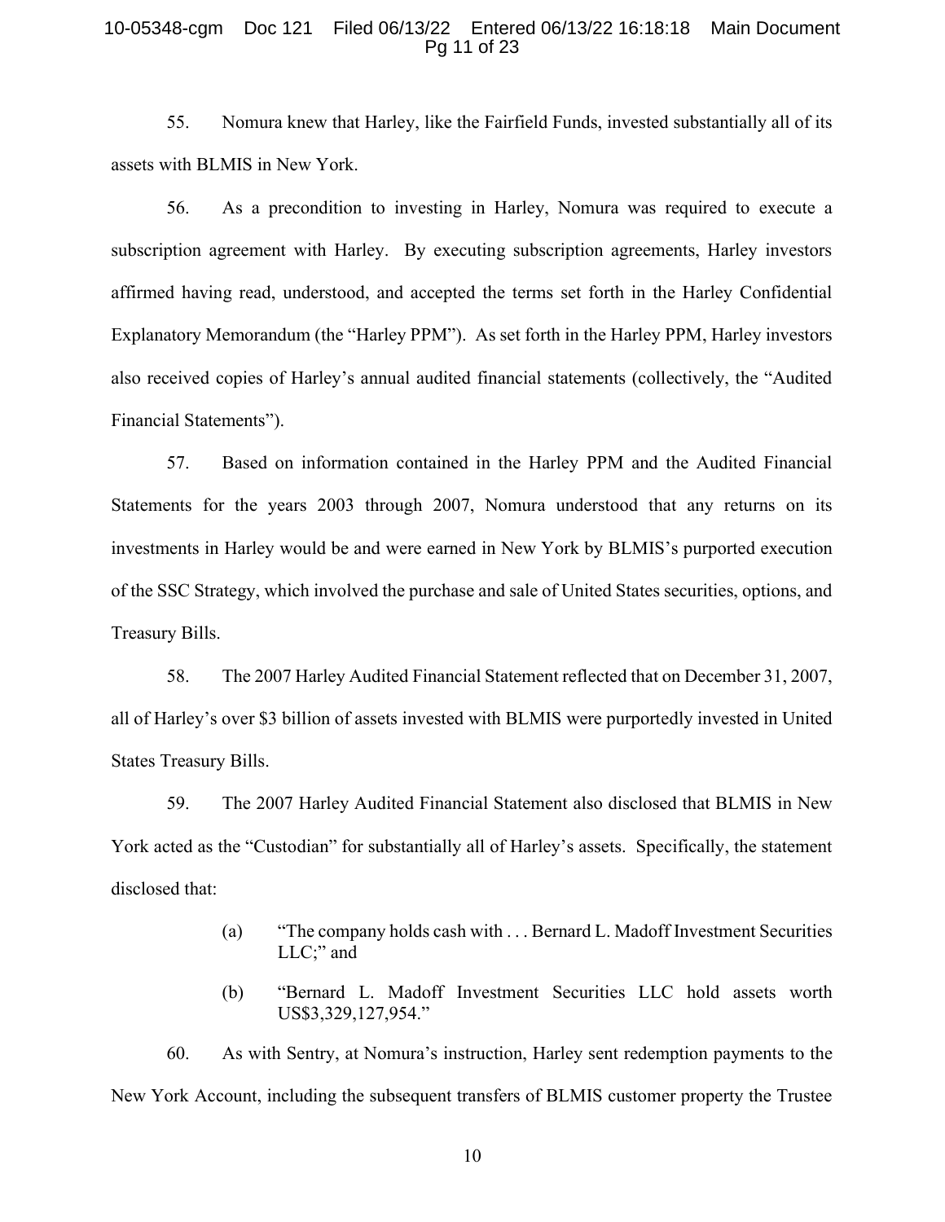55. Nomura knew that Harley, like the Fairfield Funds, invested substantially all of its assets with BLMIS in New York.

56. As a precondition to investing in Harley, Nomura was required to execute a subscription agreement with Harley. By executing subscription agreements, Harley investors affirmed having read, understood, and accepted the terms set forth in the Harley Confidential Explanatory Memorandum (the "Harley PPM"). As set forth in the Harley PPM, Harley investors also received copies of Harley's annual audited financial statements (collectively, the "Audited Financial Statements").

57. Based on information contained in the Harley PPM and the Audited Financial Statements for the years 2003 through 2007, Nomura understood that any returns on its investments in Harley would be and were earned in New York by BLMIS's purported execution of the SSC Strategy, which involved the purchase and sale of United States securities, options, and Treasury Bills.

58. The 2007 Harley Audited Financial Statement reflected that on December 31, 2007, all of Harley's over $3 billion of assets invested with BLMIS were purportedly invested in United States Treasury Bills.

59. The 2007 Harley Audited Financial Statement also disclosed that BLMIS in New York acted as the "Custodian" for substantially all of Harley's assets. Specifically, the statement disclosed that:

> (a) "The company holds cash with . . . Bernard L. Madoff Investment Securities LLC;" and
>
> (b) "Bernard L. Madoff Investment Securities LLC hold assets worth US$3,329,127,954."

60. As with Sentry, at Nomura's instruction, Harley sent redemption payments to the New York Account, including the subsequent transfers of BLMIS customer property the Trustee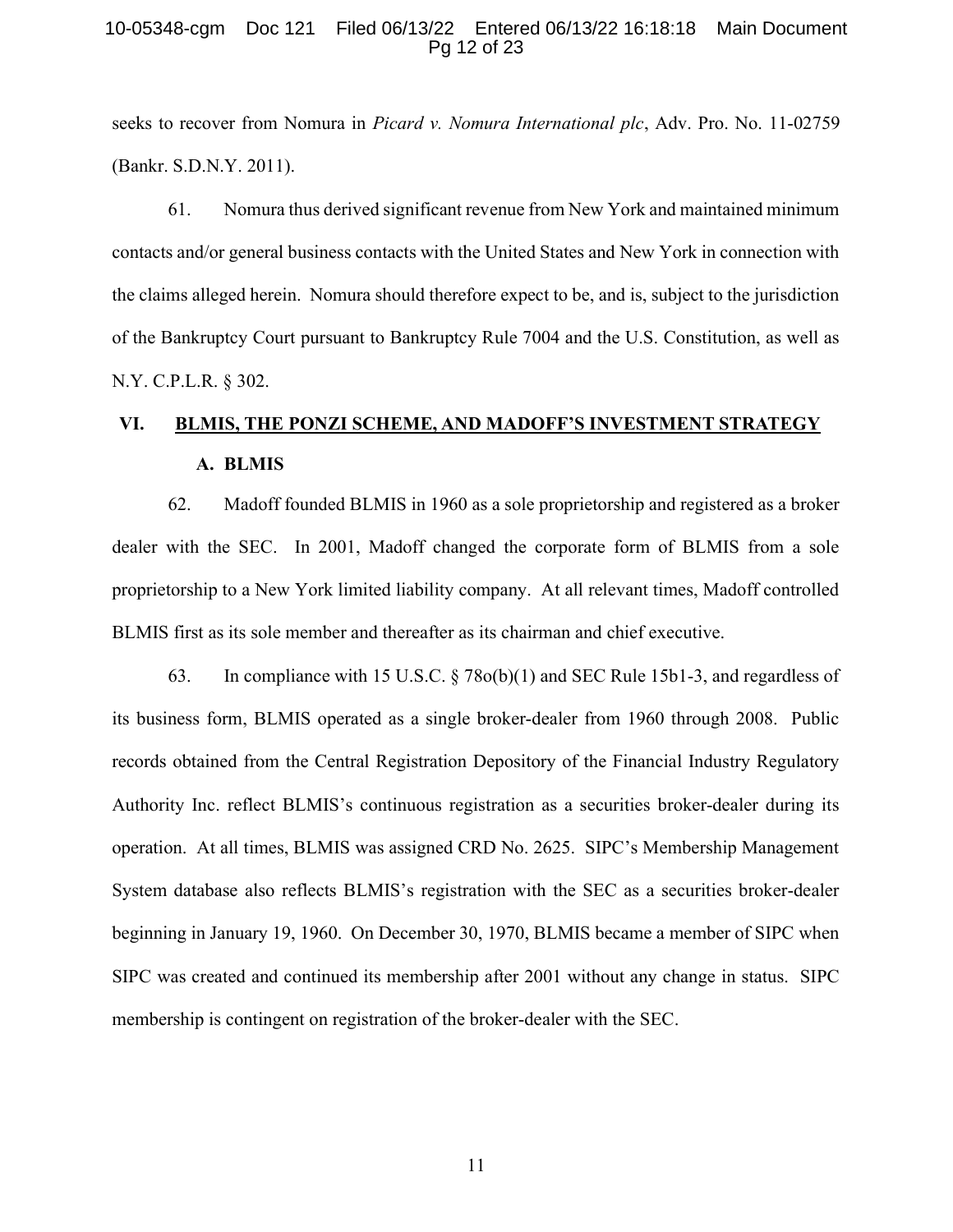seeks to recover from Nomura in *Picard v. Nomura International plc*, Adv. Pro. No. 11-02759 (Bankr. S.D.N.Y. 2011).

61. Nomura thus derived significant revenue from New York and maintained minimum contacts and/or general business contacts with the United States and New York in connection with the claims alleged herein. Nomura should therefore expect to be, and is, subject to the jurisdiction of the Bankruptcy Court pursuant to Bankruptcy Rule 7004 and the U.S. Constitution, as well as N.Y. C.P.L.R. § 302.

## VI. BLMIS, THE PONZI SCHEME, AND MADOFF'S INVESTMENT STRATEGY

### A. BLMIS

62. Madoff founded BLMIS in 1960 as a sole proprietorship and registered as a broker dealer with the SEC. In 2001, Madoff changed the corporate form of BLMIS from a sole proprietorship to a New York limited liability company. At all relevant times, Madoff controlled BLMIS first as its sole member and thereafter as its chairman and chief executive.

63. In compliance with 15 U.S.C. § 78o(b)(1) and SEC Rule 15b1-3, and regardless of its business form, BLMIS operated as a single broker-dealer from 1960 through 2008. Public records obtained from the Central Registration Depository of the Financial Industry Regulatory Authority Inc. reflect BLMIS's continuous registration as a securities broker-dealer during its operation. At all times, BLMIS was assigned CRD No. 2625. SIPC's Membership Management System database also reflects BLMIS's registration with the SEC as a securities broker-dealer beginning in January 19, 1960. On December 30, 1970, BLMIS became a member of SIPC when SIPC was created and continued its membership after 2001 without any change in status. SIPC membership is contingent on registration of the broker-dealer with the SEC.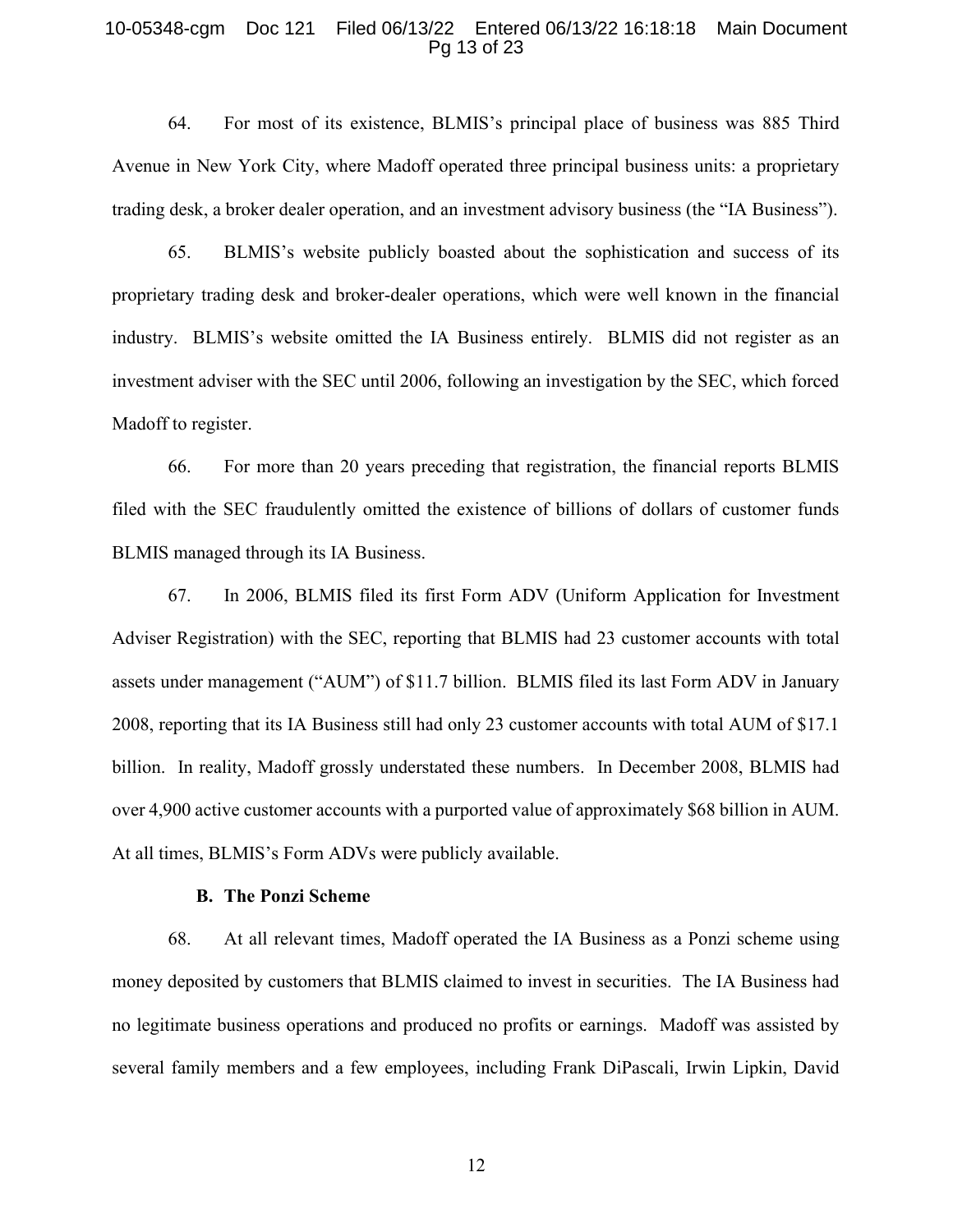64. For most of its existence, BLMIS's principal place of business was 885 Third Avenue in New York City, where Madoff operated three principal business units: a proprietary trading desk, a broker dealer operation, and an investment advisory business (the "IA Business").

65. BLMIS's website publicly boasted about the sophistication and success of its proprietary trading desk and broker-dealer operations, which were well known in the financial industry. BLMIS's website omitted the IA Business entirely. BLMIS did not register as an investment adviser with the SEC until 2006, following an investigation by the SEC, which forced Madoff to register.

66. For more than 20 years preceding that registration, the financial reports BLMIS filed with the SEC fraudulently omitted the existence of billions of dollars of customer funds BLMIS managed through its IA Business.

67. In 2006, BLMIS filed its first Form ADV (Uniform Application for Investment Adviser Registration) with the SEC, reporting that BLMIS had 23 customer accounts with total assets under management ("AUM") of $11.7 billion. BLMIS filed its last Form ADV in January 2008, reporting that its IA Business still had only 23 customer accounts with total AUM of $17.1 billion. In reality, Madoff grossly understated these numbers. In December 2008, BLMIS had over 4,900 active customer accounts with a purported value of approximately $68 billion in AUM. At all times, BLMIS's Form ADVs were publicly available.

### B. The Ponzi Scheme

68. At all relevant times, Madoff operated the IA Business as a Ponzi scheme using money deposited by customers that BLMIS claimed to invest in securities. The IA Business had no legitimate business operations and produced no profits or earnings. Madoff was assisted by several family members and a few employees, including Frank DiPascali, Irwin Lipkin, David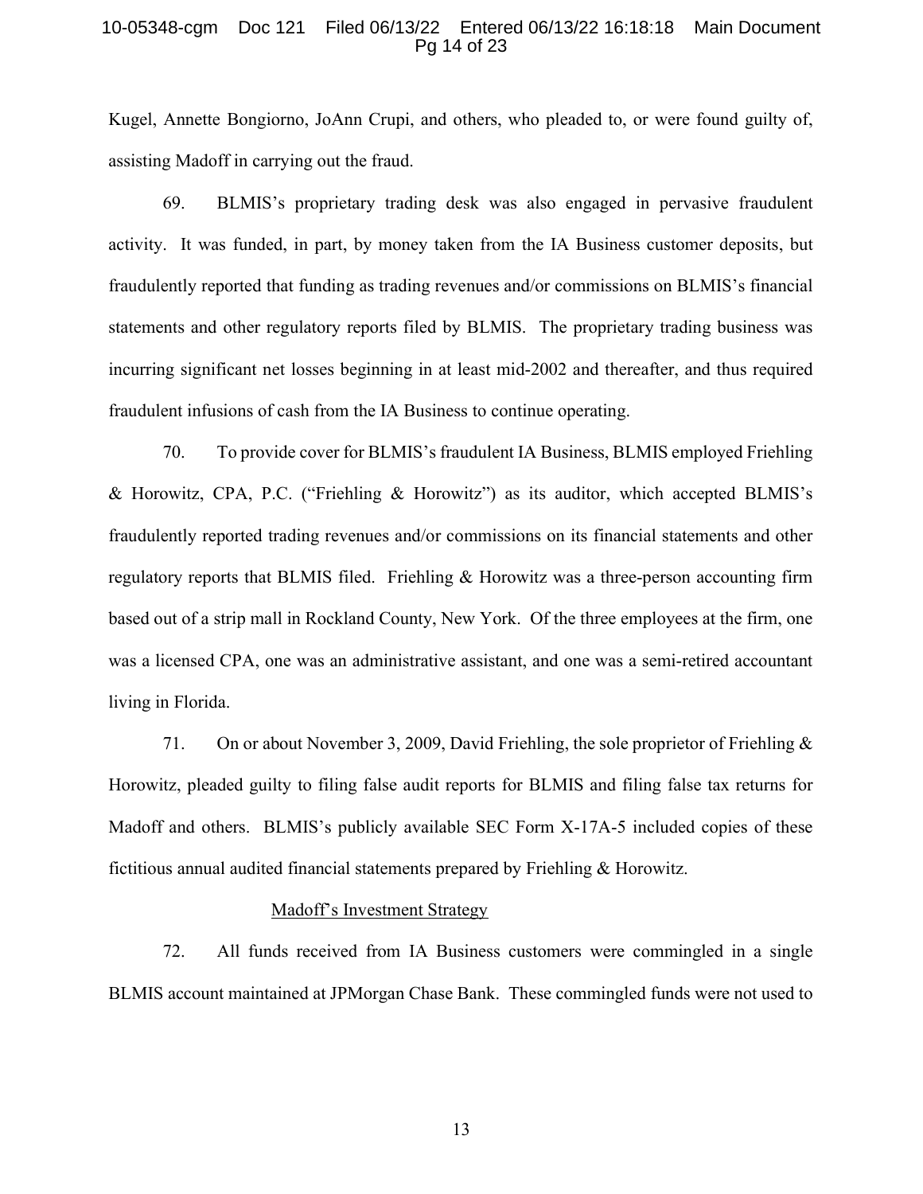Kugel, Annette Bongiorno, JoAnn Crupi, and others, who pleaded to, or were found guilty of, assisting Madoff in carrying out the fraud.

69. BLMIS's proprietary trading desk was also engaged in pervasive fraudulent activity. It was funded, in part, by money taken from the IA Business customer deposits, but fraudulently reported that funding as trading revenues and/or commissions on BLMIS's financial statements and other regulatory reports filed by BLMIS. The proprietary trading business was incurring significant net losses beginning in at least mid-2002 and thereafter, and thus required fraudulent infusions of cash from the IA Business to continue operating.

70. To provide cover for BLMIS's fraudulent IA Business, BLMIS employed Friehling & Horowitz, CPA, P.C. ("Friehling & Horowitz") as its auditor, which accepted BLMIS's fraudulently reported trading revenues and/or commissions on its financial statements and other regulatory reports that BLMIS filed. Friehling & Horowitz was a three-person accounting firm based out of a strip mall in Rockland County, New York. Of the three employees at the firm, one was a licensed CPA, one was an administrative assistant, and one was a semi-retired accountant living in Florida.

71. On or about November 3, 2009, David Friehling, the sole proprietor of Friehling & Horowitz, pleaded guilty to filing false audit reports for BLMIS and filing false tax returns for Madoff and others. BLMIS's publicly available SEC Form X-17A-5 included copies of these fictitious annual audited financial statements prepared by Friehling & Horowitz.

<u>Madoff's Investment Strategy</u>

72. All funds received from IA Business customers were commingled in a single BLMIS account maintained at JPMorgan Chase Bank. These commingled funds were not used to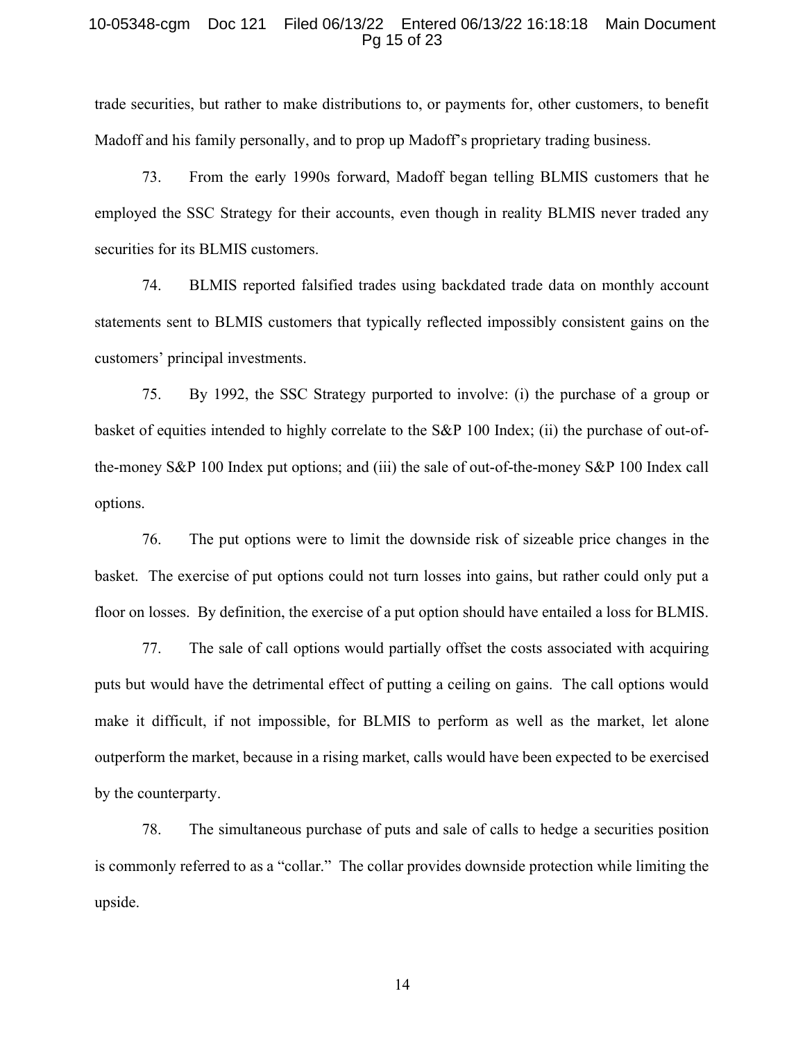trade securities, but rather to make distributions to, or payments for, other customers, to benefit Madoff and his family personally, and to prop up Madoff's proprietary trading business.

73. From the early 1990s forward, Madoff began telling BLMIS customers that he employed the SSC Strategy for their accounts, even though in reality BLMIS never traded any securities for its BLMIS customers.

74. BLMIS reported falsified trades using backdated trade data on monthly account statements sent to BLMIS customers that typically reflected impossibly consistent gains on the customers' principal investments.

75. By 1992, the SSC Strategy purported to involve: (i) the purchase of a group or basket of equities intended to highly correlate to the S&P 100 Index; (ii) the purchase of out-of-the-money S&P 100 Index put options; and (iii) the sale of out-of-the-money S&P 100 Index call options.

76. The put options were to limit the downside risk of sizeable price changes in the basket. The exercise of put options could not turn losses into gains, but rather could only put a floor on losses. By definition, the exercise of a put option should have entailed a loss for BLMIS.

77. The sale of call options would partially offset the costs associated with acquiring puts but would have the detrimental effect of putting a ceiling on gains. The call options would make it difficult, if not impossible, for BLMIS to perform as well as the market, let alone outperform the market, because in a rising market, calls would have been expected to be exercised by the counterparty.

78. The simultaneous purchase of puts and sale of calls to hedge a securities position is commonly referred to as a "collar." The collar provides downside protection while limiting the upside.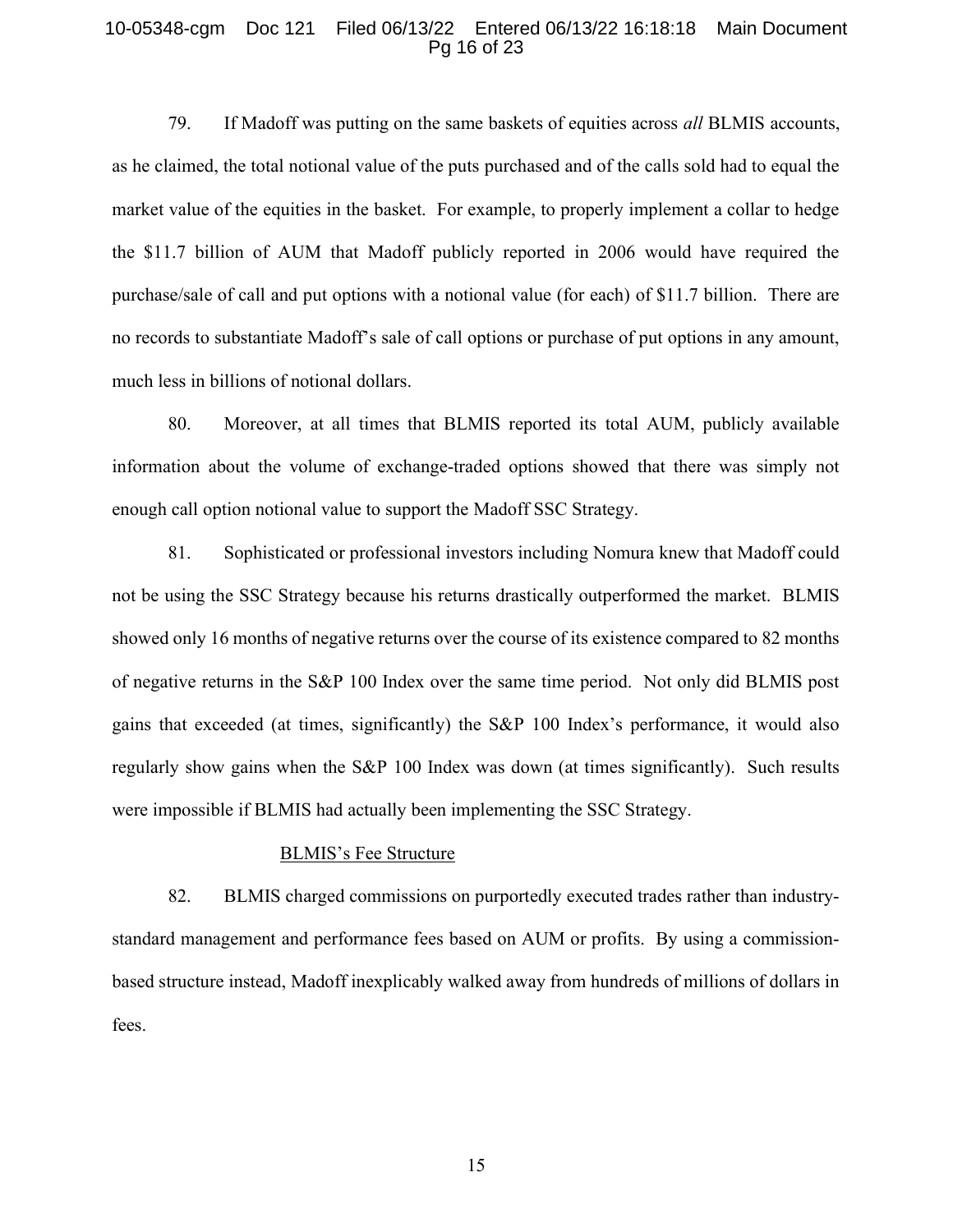79. If Madoff was putting on the same baskets of equities across *all* BLMIS accounts, as he claimed, the total notional value of the puts purchased and of the calls sold had to equal the market value of the equities in the basket. For example, to properly implement a collar to hedge the $11.7 billion of AUM that Madoff publicly reported in 2006 would have required the purchase/sale of call and put options with a notional value (for each) of $11.7 billion. There are no records to substantiate Madoff's sale of call options or purchase of put options in any amount, much less in billions of notional dollars.

80. Moreover, at all times that BLMIS reported its total AUM, publicly available information about the volume of exchange-traded options showed that there was simply not enough call option notional value to support the Madoff SSC Strategy.

81. Sophisticated or professional investors including Nomura knew that Madoff could not be using the SSC Strategy because his returns drastically outperformed the market. BLMIS showed only 16 months of negative returns over the course of its existence compared to 82 months of negative returns in the S&P 100 Index over the same time period. Not only did BLMIS post gains that exceeded (at times, significantly) the S&P 100 Index's performance, it would also regularly show gains when the S&P 100 Index was down (at times significantly). Such results were impossible if BLMIS had actually been implementing the SSC Strategy.

<u>BLMIS's Fee Structure</u>

82. BLMIS charged commissions on purportedly executed trades rather than industry-standard management and performance fees based on AUM or profits. By using a commission-based structure instead, Madoff inexplicably walked away from hundreds of millions of dollars in fees.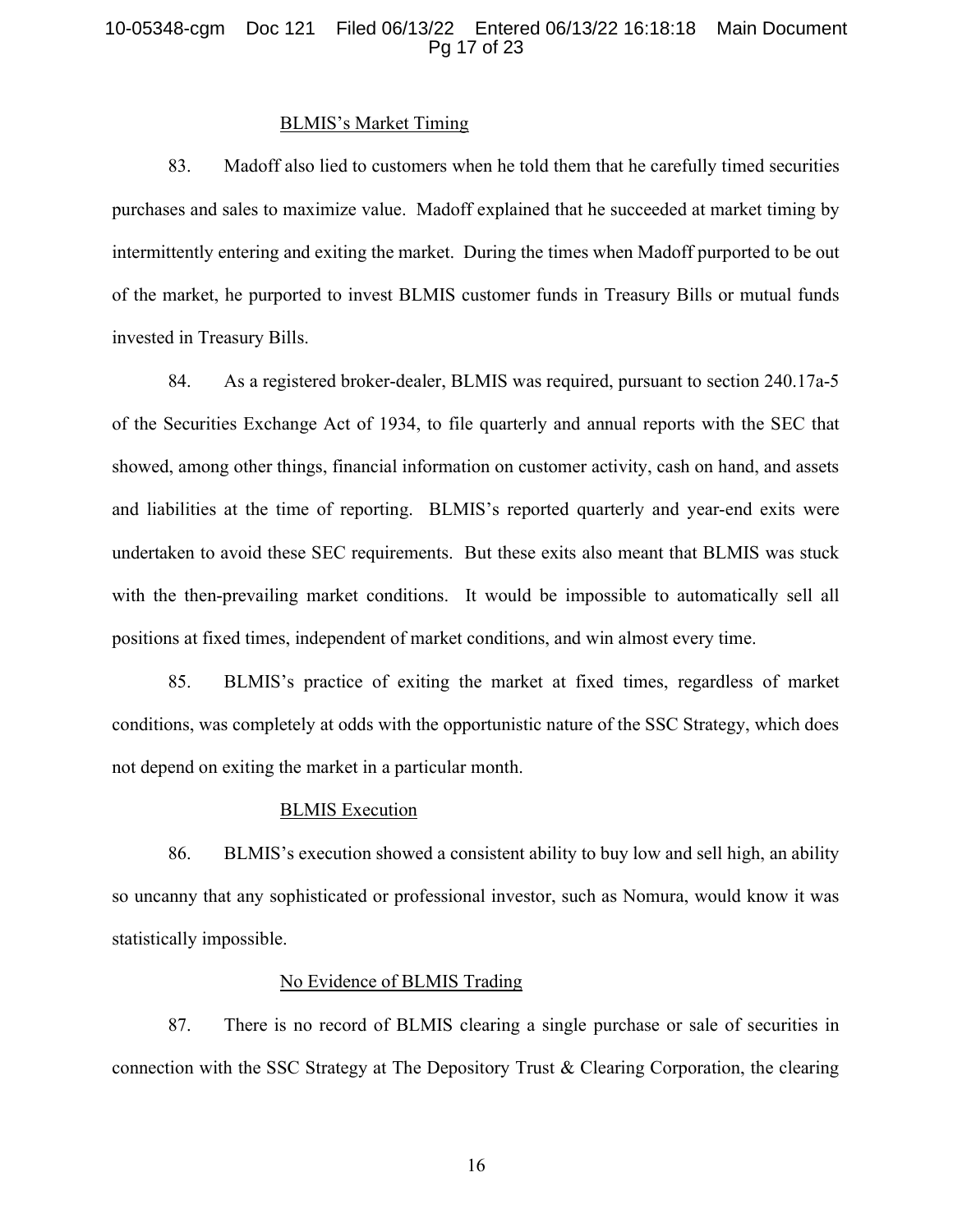### BLMIS's Market Timing

83. Madoff also lied to customers when he told them that he carefully timed securities purchases and sales to maximize value. Madoff explained that he succeeded at market timing by intermittently entering and exiting the market. During the times when Madoff purported to be out of the market, he purported to invest BLMIS customer funds in Treasury Bills or mutual funds invested in Treasury Bills.

84. As a registered broker-dealer, BLMIS was required, pursuant to section 240.17a-5 of the Securities Exchange Act of 1934, to file quarterly and annual reports with the SEC that showed, among other things, financial information on customer activity, cash on hand, and assets and liabilities at the time of reporting. BLMIS's reported quarterly and year-end exits were undertaken to avoid these SEC requirements. But these exits also meant that BLMIS was stuck with the then-prevailing market conditions. It would be impossible to automatically sell all positions at fixed times, independent of market conditions, and win almost every time.

85. BLMIS's practice of exiting the market at fixed times, regardless of market conditions, was completely at odds with the opportunistic nature of the SSC Strategy, which does not depend on exiting the market in a particular month.

### BLMIS Execution

86. BLMIS's execution showed a consistent ability to buy low and sell high, an ability so uncanny that any sophisticated or professional investor, such as Nomura, would know it was statistically impossible.

### No Evidence of BLMIS Trading

87. There is no record of BLMIS clearing a single purchase or sale of securities in connection with the SSC Strategy at The Depository Trust & Clearing Corporation, the clearing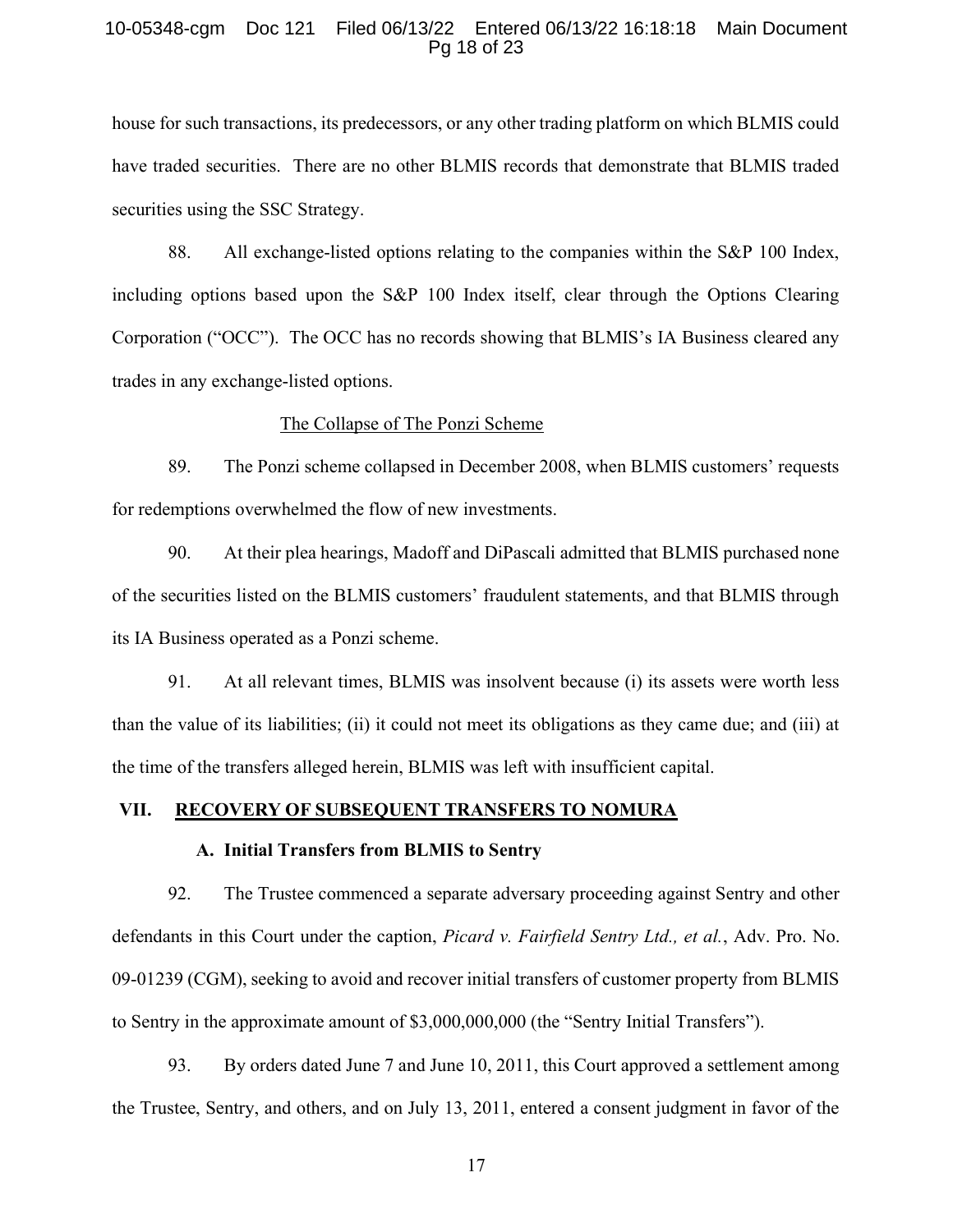house for such transactions, its predecessors, or any other trading platform on which BLMIS could have traded securities. There are no other BLMIS records that demonstrate that BLMIS traded securities using the SSC Strategy.

88. All exchange-listed options relating to the companies within the S&P 100 Index, including options based upon the S&P 100 Index itself, clear through the Options Clearing Corporation ("OCC"). The OCC has no records showing that BLMIS's IA Business cleared any trades in any exchange-listed options.

<u>The Collapse of The Ponzi Scheme</u>

89. The Ponzi scheme collapsed in December 2008, when BLMIS customers' requests for redemptions overwhelmed the flow of new investments.

90. At their plea hearings, Madoff and DiPascali admitted that BLMIS purchased none of the securities listed on the BLMIS customers' fraudulent statements, and that BLMIS through its IA Business operated as a Ponzi scheme.

91. At all relevant times, BLMIS was insolvent because (i) its assets were worth less than the value of its liabilities; (ii) it could not meet its obligations as they came due; and (iii) at the time of the transfers alleged herein, BLMIS was left with insufficient capital.

## VII. RECOVERY OF SUBSEQUENT TRANSFERS TO NOMURA

### A. Initial Transfers from BLMIS to Sentry

92. The Trustee commenced a separate adversary proceeding against Sentry and other defendants in this Court under the caption, *Picard v. Fairfield Sentry Ltd., et al.*, Adv. Pro. No. 09-01239 (CGM), seeking to avoid and recover initial transfers of customer property from BLMIS to Sentry in the approximate amount of $3,000,000,000 (the "Sentry Initial Transfers").

93. By orders dated June 7 and June 10, 2011, this Court approved a settlement among the Trustee, Sentry, and others, and on July 13, 2011, entered a consent judgment in favor of the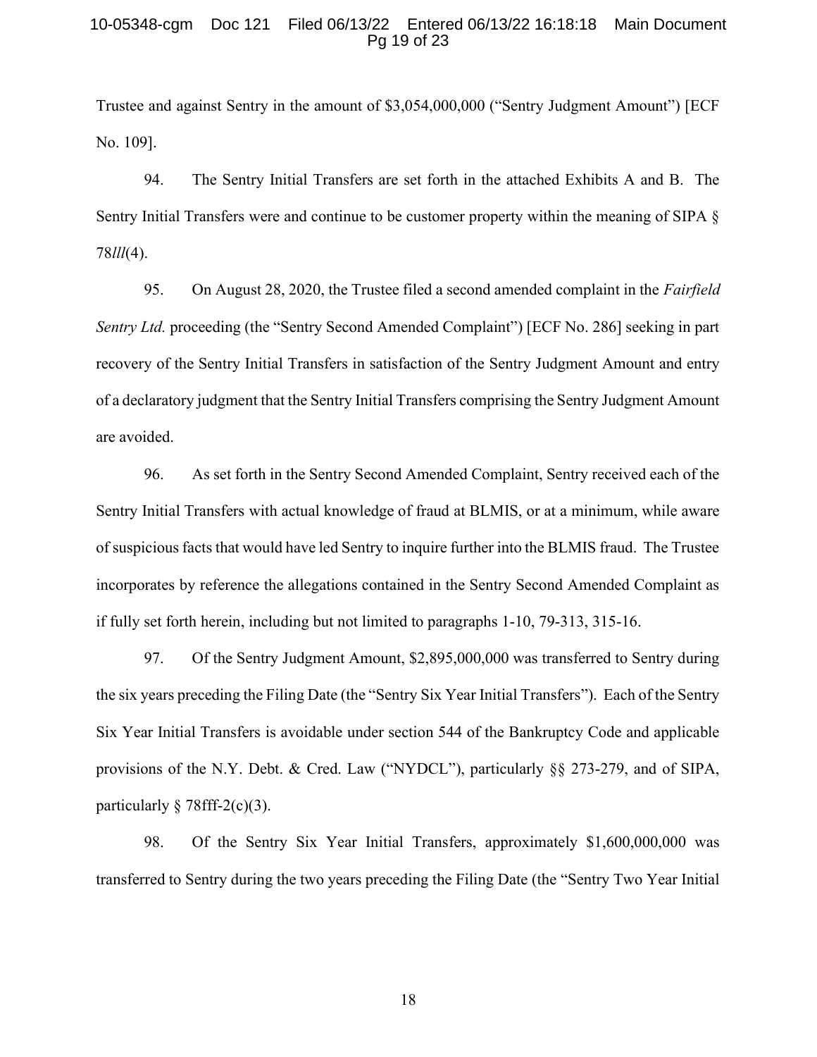Trustee and against Sentry in the amount of $3,054,000,000 ("Sentry Judgment Amount") [ECF No. 109].

94. The Sentry Initial Transfers are set forth in the attached Exhibits A and B. The Sentry Initial Transfers were and continue to be customer property within the meaning of SIPA § 78*lll*(4).

95. On August 28, 2020, the Trustee filed a second amended complaint in the *Fairfield Sentry Ltd.* proceeding (the "Sentry Second Amended Complaint") [ECF No. 286] seeking in part recovery of the Sentry Initial Transfers in satisfaction of the Sentry Judgment Amount and entry of a declaratory judgment that the Sentry Initial Transfers comprising the Sentry Judgment Amount are avoided.

96. As set forth in the Sentry Second Amended Complaint, Sentry received each of the Sentry Initial Transfers with actual knowledge of fraud at BLMIS, or at a minimum, while aware of suspicious facts that would have led Sentry to inquire further into the BLMIS fraud. The Trustee incorporates by reference the allegations contained in the Sentry Second Amended Complaint as if fully set forth herein, including but not limited to paragraphs 1-10, 79-313, 315-16.

97. Of the Sentry Judgment Amount, $2,895,000,000 was transferred to Sentry during the six years preceding the Filing Date (the "Sentry Six Year Initial Transfers"). Each of the Sentry Six Year Initial Transfers is avoidable under section 544 of the Bankruptcy Code and applicable provisions of the N.Y. Debt. & Cred. Law ("NYDCL"), particularly §§ 273-279, and of SIPA, particularly § 78fff-2(c)(3).

98. Of the Sentry Six Year Initial Transfers, approximately $1,600,000,000 was transferred to Sentry during the two years preceding the Filing Date (the "Sentry Two Year Initial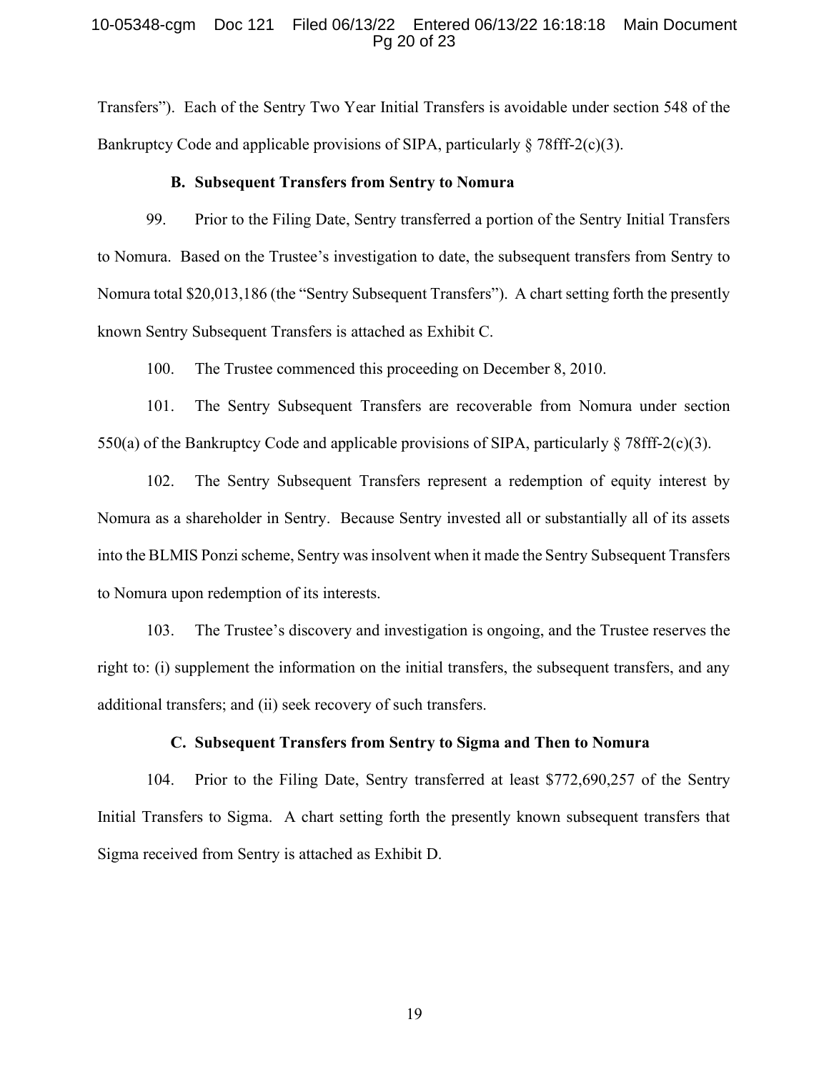Transfers"). Each of the Sentry Two Year Initial Transfers is avoidable under section 548 of the Bankruptcy Code and applicable provisions of SIPA, particularly § 78fff-2(c)(3).

### B. Subsequent Transfers from Sentry to Nomura

99. Prior to the Filing Date, Sentry transferred a portion of the Sentry Initial Transfers to Nomura. Based on the Trustee's investigation to date, the subsequent transfers from Sentry to Nomura total $20,013,186 (the "Sentry Subsequent Transfers"). A chart setting forth the presently known Sentry Subsequent Transfers is attached as Exhibit C.

100. The Trustee commenced this proceeding on December 8, 2010.

101. The Sentry Subsequent Transfers are recoverable from Nomura under section 550(a) of the Bankruptcy Code and applicable provisions of SIPA, particularly § 78fff-2(c)(3).

102. The Sentry Subsequent Transfers represent a redemption of equity interest by Nomura as a shareholder in Sentry. Because Sentry invested all or substantially all of its assets into the BLMIS Ponzi scheme, Sentry was insolvent when it made the Sentry Subsequent Transfers to Nomura upon redemption of its interests.

103. The Trustee's discovery and investigation is ongoing, and the Trustee reserves the right to: (i) supplement the information on the initial transfers, the subsequent transfers, and any additional transfers; and (ii) seek recovery of such transfers.

### C. Subsequent Transfers from Sentry to Sigma and Then to Nomura

104. Prior to the Filing Date, Sentry transferred at least $772,690,257 of the Sentry Initial Transfers to Sigma. A chart setting forth the presently known subsequent transfers that Sigma received from Sentry is attached as Exhibit D.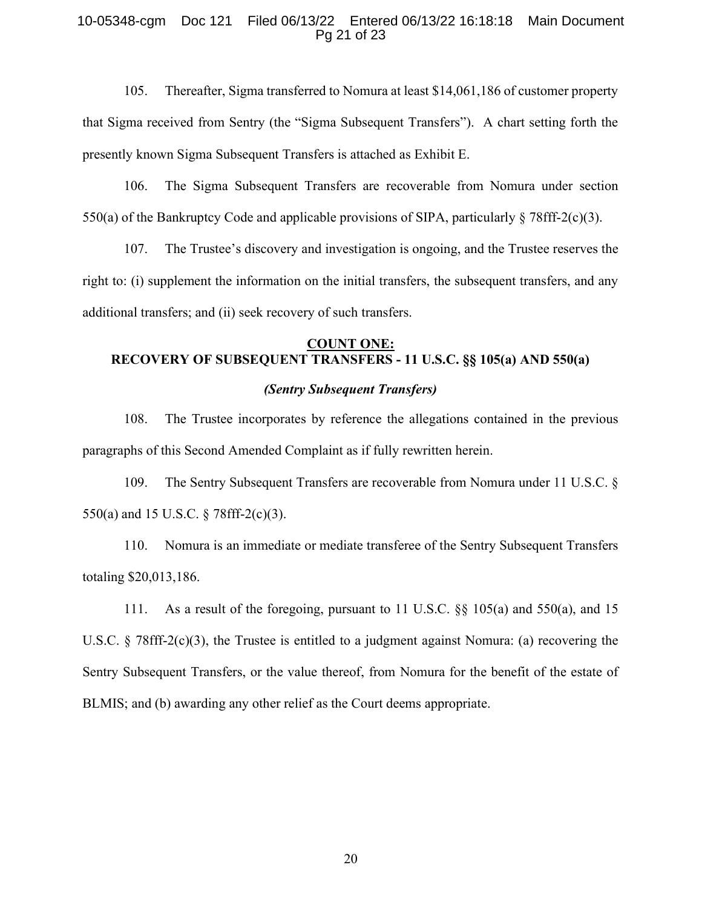105. Thereafter, Sigma transferred to Nomura at least $14,061,186 of customer property that Sigma received from Sentry (the "Sigma Subsequent Transfers"). A chart setting forth the presently known Sigma Subsequent Transfers is attached as Exhibit E.

106. The Sigma Subsequent Transfers are recoverable from Nomura under section 550(a) of the Bankruptcy Code and applicable provisions of SIPA, particularly § 78fff-2(c)(3).

107. The Trustee's discovery and investigation is ongoing, and the Trustee reserves the right to: (i) supplement the information on the initial transfers, the subsequent transfers, and any additional transfers; and (ii) seek recovery of such transfers.

## COUNT ONE: RECOVERY OF SUBSEQUENT TRANSFERS - 11 U.S.C. §§ 105(a) AND 550(a)

***(Sentry Subsequent Transfers)***

108. The Trustee incorporates by reference the allegations contained in the previous paragraphs of this Second Amended Complaint as if fully rewritten herein.

109. The Sentry Subsequent Transfers are recoverable from Nomura under 11 U.S.C. § 550(a) and 15 U.S.C. § 78fff-2(c)(3).

110. Nomura is an immediate or mediate transferee of the Sentry Subsequent Transfers totaling $20,013,186.

111. As a result of the foregoing, pursuant to 11 U.S.C. §§ 105(a) and 550(a), and 15 U.S.C. § 78fff-2(c)(3), the Trustee is entitled to a judgment against Nomura: (a) recovering the Sentry Subsequent Transfers, or the value thereof, from Nomura for the benefit of the estate of BLMIS; and (b) awarding any other relief as the Court deems appropriate.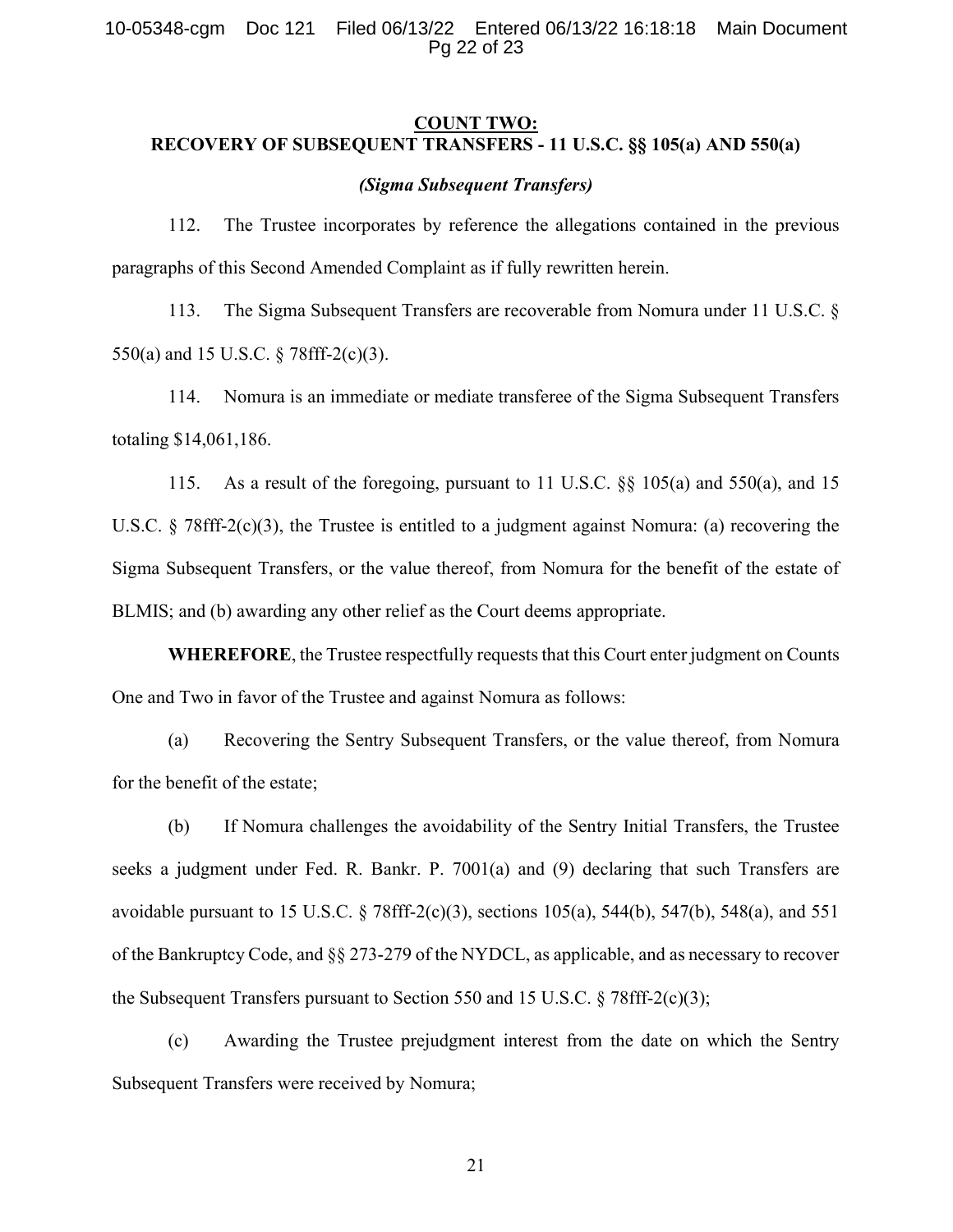## COUNT TWO:
## RECOVERY OF SUBSEQUENT TRANSFERS - 11 U.S.C. §§ 105(a) AND 550(a)

***(Sigma Subsequent Transfers)***

112. The Trustee incorporates by reference the allegations contained in the previous paragraphs of this Second Amended Complaint as if fully rewritten herein.

113. The Sigma Subsequent Transfers are recoverable from Nomura under 11 U.S.C. § 550(a) and 15 U.S.C. § 78fff-2(c)(3).

114. Nomura is an immediate or mediate transferee of the Sigma Subsequent Transfers totaling $14,061,186.

115. As a result of the foregoing, pursuant to 11 U.S.C. §§ 105(a) and 550(a), and 15 U.S.C. § 78fff-2(c)(3), the Trustee is entitled to a judgment against Nomura: (a) recovering the Sigma Subsequent Transfers, or the value thereof, from Nomura for the benefit of the estate of BLMIS; and (b) awarding any other relief as the Court deems appropriate.

**WHEREFORE**, the Trustee respectfully requests that this Court enter judgment on Counts One and Two in favor of the Trustee and against Nomura as follows:

(a) Recovering the Sentry Subsequent Transfers, or the value thereof, from Nomura for the benefit of the estate;

(b) If Nomura challenges the avoidability of the Sentry Initial Transfers, the Trustee seeks a judgment under Fed. R. Bankr. P. 7001(a) and (9) declaring that such Transfers are avoidable pursuant to 15 U.S.C. § 78fff-2(c)(3), sections 105(a), 544(b), 547(b), 548(a), and 551 of the Bankruptcy Code, and §§ 273-279 of the NYDCL, as applicable, and as necessary to recover the Subsequent Transfers pursuant to Section 550 and 15 U.S.C. § 78fff-2(c)(3);

(c) Awarding the Trustee prejudgment interest from the date on which the Sentry Subsequent Transfers were received by Nomura;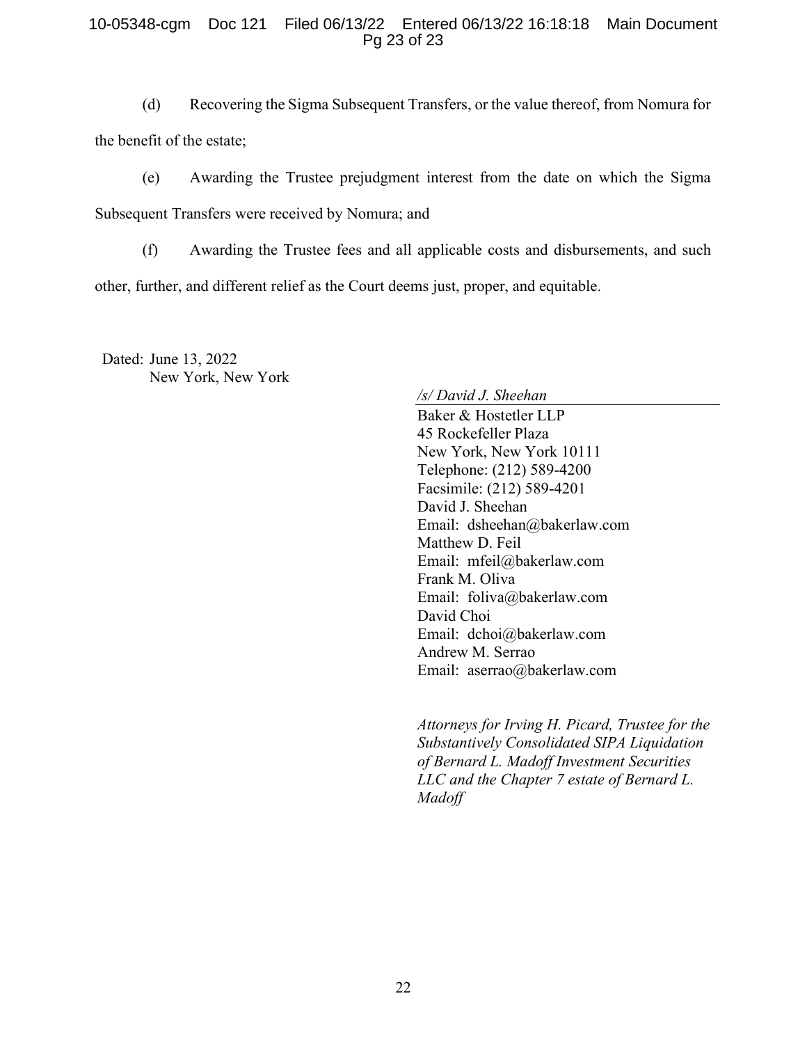(d) Recovering the Sigma Subsequent Transfers, or the value thereof, from Nomura for the benefit of the estate;

(e) Awarding the Trustee prejudgment interest from the date on which the Sigma Subsequent Transfers were received by Nomura; and

(f) Awarding the Trustee fees and all applicable costs and disbursements, and such other, further, and different relief as the Court deems just, proper, and equitable.

Dated: June 13, 2022
New York, New York

*/s/ David J. Sheehan*
Baker & Hostetler LLP
45 Rockefeller Plaza
New York, New York 10111
Telephone: (212) 589-4200
Facsimile: (212) 589-4201
David J. Sheehan
Email: dsheehan@bakerlaw.com
Matthew D. Feil
Email: mfeil@bakerlaw.com
Frank M. Oliva
Email: foliva@bakerlaw.com
David Choi
Email: dchoi@bakerlaw.com
Andrew M. Serrao
Email: aserrao@bakerlaw.com

*Attorneys for Irving H. Picard, Trustee for the Substantively Consolidated SIPA Liquidation of Bernard L. Madoff Investment Securities LLC and the Chapter 7 estate of Bernard L. Madoff*